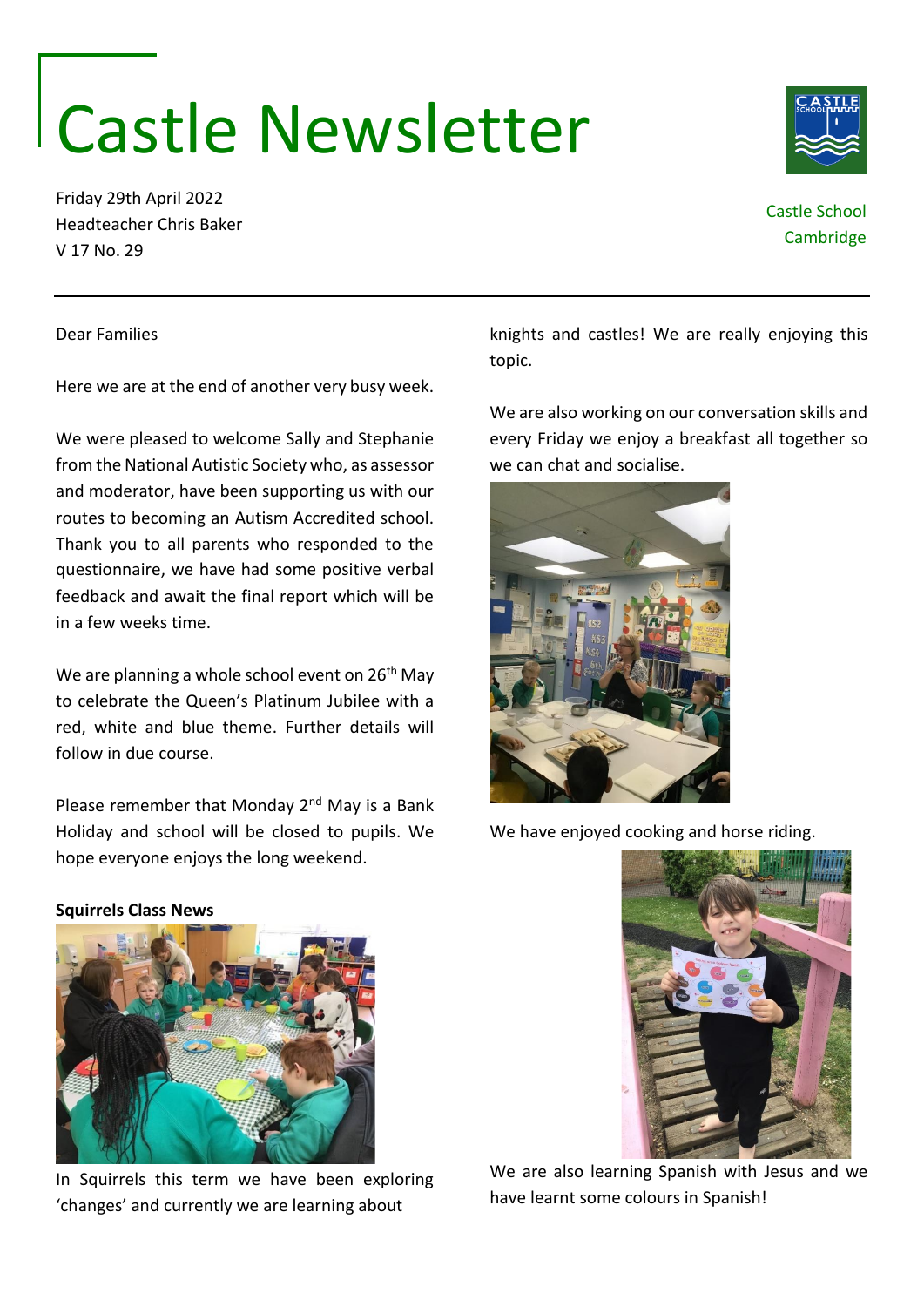# Castle Newsletter

Friday 29th April 2022
Headteacher Chris Baker
V 17 No. 29

Castle School
Cambridge

Dear Families

Here we are at the end of another very busy week.

We were pleased to welcome Sally and Stephanie from the National Autistic Society who, as assessor and moderator, have been supporting us with our routes to becoming an Autism Accredited school. Thank you to all parents who responded to the questionnaire, we have had some positive verbal feedback and await the final report which will be in a few weeks time.

We are planning a whole school event on 26th May to celebrate the Queen's Platinum Jubilee with a red, white and blue theme. Further details will follow in due course.

Please remember that Monday 2nd May is a Bank Holiday and school will be closed to pupils. We hope everyone enjoys the long weekend.

**Squirrels Class News**

In Squirrels this term we have been exploring 'changes' and currently we are learning about knights and castles! We are really enjoying this topic.

We are also working on our conversation skills and every Friday we enjoy a breakfast all together so we can chat and socialise.

We have enjoyed cooking and horse riding.

We are also learning Spanish with Jesus and we have learnt some colours in Spanish!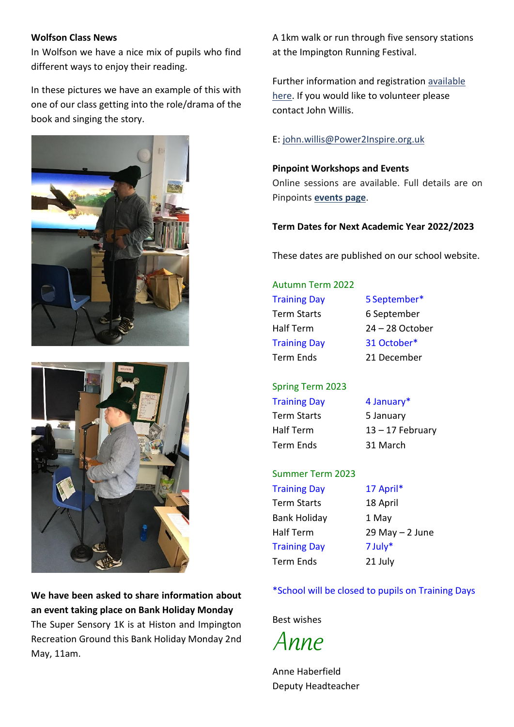**Wolfson Class News**

In Wolfson we have a nice mix of pupils who find different ways to enjoy their reading.

In these pictures we have an example of this with one of our class getting into the role/drama of the book and singing the story.

**We have been asked to share information about an event taking place on Bank Holiday Monday**

The Super Sensory 1K is at Histon and Impington Recreation Ground this Bank Holiday Monday 2nd May, 11am.

A 1km walk or run through five sensory stations at the Impington Running Festival.

Further information and registration available here. If you would like to volunteer please contact John Willis.

E: john.willis@Power2Inspire.org.uk

**Pinpoint Workshops and Events**

Online sessions are available. Full details are on Pinpoints **events page**.

**Term Dates for Next Academic Year 2022/2023**

These dates are published on our school website.

Autumn Term 2022

| | |
|---|---|
| Training Day | 5 September* |
| Term Starts | 6 September |
| Half Term | 24 – 28 October |
| Training Day | 31 October* |
| Term Ends | 21 December |

Spring Term 2023

| | |
|---|---|
| Training Day | 4 January* |
| Term Starts | 5 January |
| Half Term | 13 – 17 February |
| Term Ends | 31 March |

Summer Term 2023

| | |
|---|---|
| Training Day | 17 April* |
| Term Starts | 18 April |
| Bank Holiday | 1 May |
| Half Term | 29 May – 2 June |
| Training Day | 7 July* |
| Term Ends | 21 July |

*School will be closed to pupils on Training Days

Best wishes

*Anne*

Anne Haberfield
Deputy Headteacher